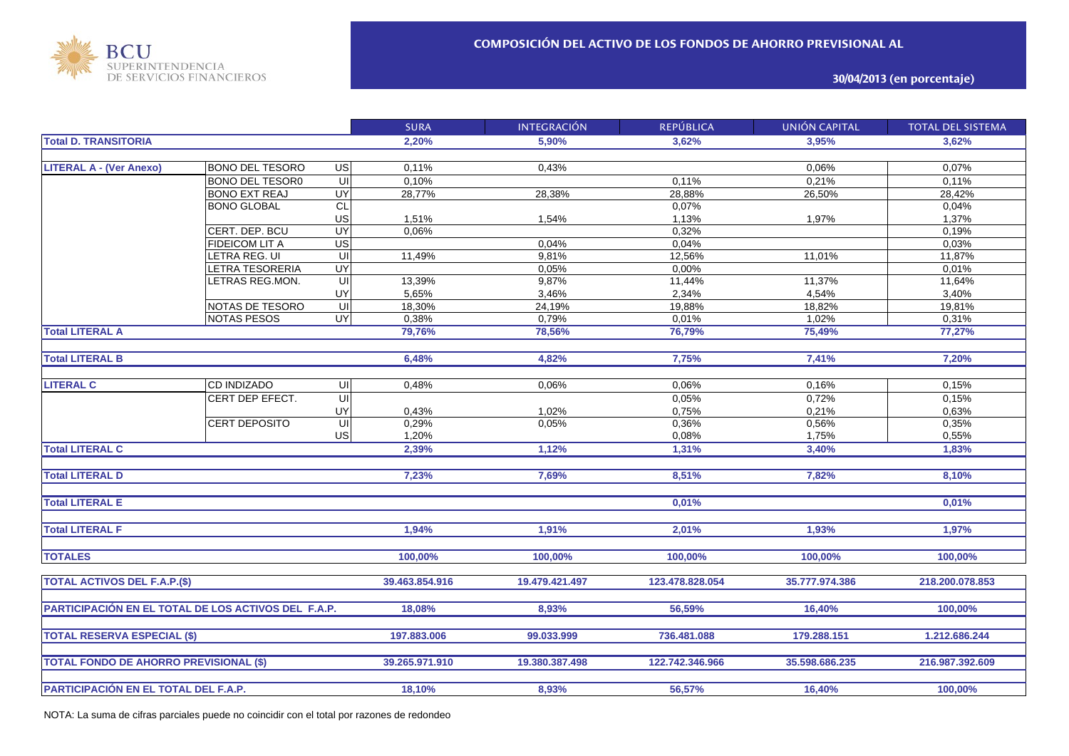BCU SUPERINTENDENCIA DE SERVICIOS FINANCIEROS

## COMPOSICIÓN DEL ACTIVO DE LOS FONDOS DE AHORRO PREVISIONAL AL

**30/04/2013 (en porcentaje)**

| | | | SURA | INTEGRACIÓN | REPÚBLICA | UNIÓN CAPITAL | TOTAL DEL SISTEMA |
|---|---|---|---|---|---|---|---|
| **Total D. TRANSITORIA** | | | **2,20%** | **5,90%** | **3,62%** | **3,95%** | **3,62%** |
| **LITERAL A - (Ver Anexo)** | BONO DEL TESORO | US | 0,11% | 0,43% | | 0,06% | 0,07% |
| | BONO DEL TESOR0 | UI | 0,10% | | 0,11% | 0,21% | 0,11% |
| | BONO EXT REAJ | UY | 28,77% | 28,38% | 28,88% | 26,50% | 28,42% |
| | BONO GLOBAL | CL | | | 0,07% | | 0,04% |
| | | US | 1,51% | 1,54% | 1,13% | 1,97% | 1,37% |
| | CERT. DEP. BCU | UY | 0,06% | | 0,32% | | 0,19% |
| | FIDEICOM LIT A | US | | 0,04% | 0,04% | | 0,03% |
| | LETRA REG. UI | UI | 11,49% | 9,81% | 12,56% | 11,01% | 11,87% |
| | LETRA TESORERIA | UY | | 0,05% | 0,00% | | 0,01% |
| | LETRAS REG.MON. | UI | 13,39% | 9,87% | 11,44% | 11,37% | 11,64% |
| | | UY | 5,65% | 3,46% | 2,34% | 4,54% | 3,40% |
| | NOTAS DE TESORO | UI | 18,30% | 24,19% | 19,88% | 18,82% | 19,81% |
| | NOTAS PESOS | UY | 0,38% | 0,79% | 0,01% | 1,02% | 0,31% |
| **Total LITERAL A** | | | **79,76%** | **78,56%** | **76,79%** | **75,49%** | **77,27%** |
| **Total LITERAL B** | | | **6,48%** | **4,82%** | **7,75%** | **7,41%** | **7,20%** |
| **LITERAL C** | CD INDIZADO | UI | 0,48% | 0,06% | 0,06% | 0,16% | 0,15% |
| | CERT DEP EFECT. | UI | | | 0,05% | 0,72% | 0,15% |
| | | UY | 0,43% | 1,02% | 0,75% | 0,21% | 0,63% |
| | CERT DEPOSITO | UI | 0,29% | 0,05% | 0,36% | 0,56% | 0,35% |
| | | US | 1,20% | | 0,08% | 1,75% | 0,55% |
| **Total LITERAL C** | | | **2,39%** | **1,12%** | **1,31%** | **3,40%** | **1,83%** |
| **Total LITERAL D** | | | **7,23%** | **7,69%** | **8,51%** | **7,82%** | **8,10%** |
| **Total LITERAL E** | | | | | **0,01%** | | **0,01%** |
| **Total LITERAL F** | | | **1,94%** | **1,91%** | **2,01%** | **1,93%** | **1,97%** |
| **TOTALES** | | | **100,00%** | **100,00%** | **100,00%** | **100,00%** | **100,00%** |
| **TOTAL ACTIVOS DEL F.A.P.($)** | | | **39.463.854.916** | **19.479.421.497** | **123.478.828.054** | **35.777.974.386** | **218.200.078.853** |
| **PARTICIPACIÓN EN EL TOTAL DE LOS ACTIVOS DEL F.A.P.** | | | **18,08%** | **8,93%** | **56,59%** | **16,40%** | **100,00%** |
| **TOTAL RESERVA ESPECIAL ($)** | | | **197.883.006** | **99.033.999** | **736.481.088** | **179.288.151** | **1.212.686.244** |
| **TOTAL FONDO DE AHORRO PREVISIONAL ($)** | | | **39.265.971.910** | **19.380.387.498** | **122.742.346.966** | **35.598.686.235** | **216.987.392.609** |
| **PARTICIPACIÓN EN EL TOTAL DEL F.A.P.** | | | **18,10%** | **8,93%** | **56,57%** | **16,40%** | **100,00%** |

NOTA: La suma de cifras parciales puede no coincidir con el total por razones de redondeo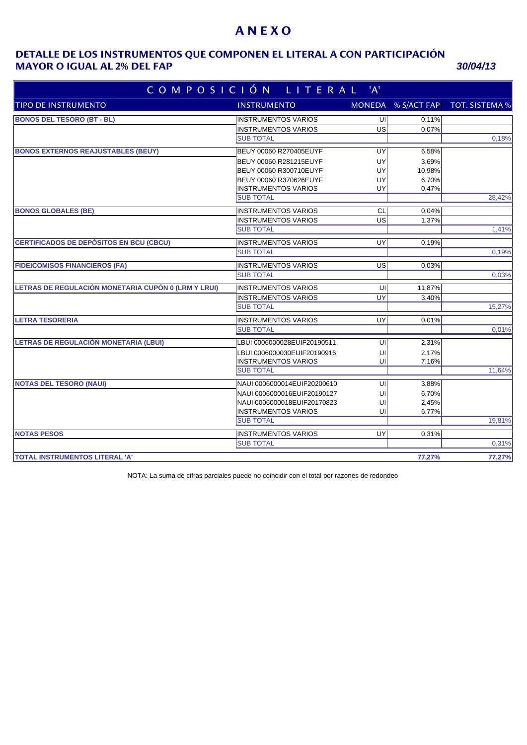# ANEXO

## DETALLE DE LOS INSTRUMENTOS QUE COMPONEN EL LITERAL A CON PARTICIPACIÓN MAYOR O IGUAL AL 2% DEL FAP

*30/04/13*

| COMPOSICIÓN LITERAL 'A' | | | | |
|---|---|---|---|---|
| TIPO DE INSTRUMENTO | INSTRUMENTO | MONEDA | % S/ACT FAP | TOT. SISTEMA % |
| **BONOS DEL TESORO (BT - BL)** | INSTRUMENTOS VARIOS | UI | 0,11% | |
| | INSTRUMENTOS VARIOS | US | 0,07% | |
| | SUB TOTAL | | | 0,18% |
| **BONOS EXTERNOS REAJUSTABLES (BEUY)** | BEUY 00060 R270405EUYF | UY | 6,58% | |
| | BEUY 00060 R281215EUYF | UY | 3,69% | |
| | BEUY 00060 R300710EUYF | UY | 10,98% | |
| | BEUY 00060 R370626EUYF | UY | 6,70% | |
| | INSTRUMENTOS VARIOS | UY | 0,47% | |
| | SUB TOTAL | | | 28,42% |
| **BONOS GLOBALES (BE)** | INSTRUMENTOS VARIOS | CL | 0,04% | |
| | INSTRUMENTOS VARIOS | US | 1,37% | |
| | SUB TOTAL | | | 1,41% |
| **CERTIFICADOS DE DEPÓSITOS EN BCU (CBCU)** | INSTRUMENTOS VARIOS | UY | 0,19% | |
| | SUB TOTAL | | | 0,19% |
| **FIDEICOMISOS FINANCIEROS (FA)** | INSTRUMENTOS VARIOS | US | 0,03% | |
| | SUB TOTAL | | | 0,03% |
| **LETRAS DE REGULACIÓN MONETARIA CUPÓN 0 (LRM Y LRUI)** | INSTRUMENTOS VARIOS | UI | 11,87% | |
| | INSTRUMENTOS VARIOS | UY | 3,40% | |
| | SUB TOTAL | | | 15,27% |
| **LETRA TESORERIA** | INSTRUMENTOS VARIOS | UY | 0,01% | |
| | SUB TOTAL | | | 0,01% |
| **LETRAS DE REGULACIÓN MONETARIA (LBUI)** | LBUI 0006000028EUIF20190511 | UI | 2,31% | |
| | LBUI 0006000030EUIF20190916 | UI | 2,17% | |
| | INSTRUMENTOS VARIOS | UI | 7,16% | |
| | SUB TOTAL | | | 11,64% |
| **NOTAS DEL TESORO (NAUI)** | NAUI 0006000014EUIF20200610 | UI | 3,88% | |
| | NAUI 0006000016EUIF20190127 | UI | 6,70% | |
| | NAUI 0006000018EUIF20170823 | UI | 2,45% | |
| | INSTRUMENTOS VARIOS | UI | 6,77% | |
| | SUB TOTAL | | | 19,81% |
| **NOTAS PESOS** | INSTRUMENTOS VARIOS | UY | 0,31% | |
| | SUB TOTAL | | | 0,31% |
| **TOTAL INSTRUMENTOS LITERAL 'A'** | | | **77,27%** | **77,27%** |

NOTA: La suma de cifras parciales puede no coincidir con el total por razones de redondeo